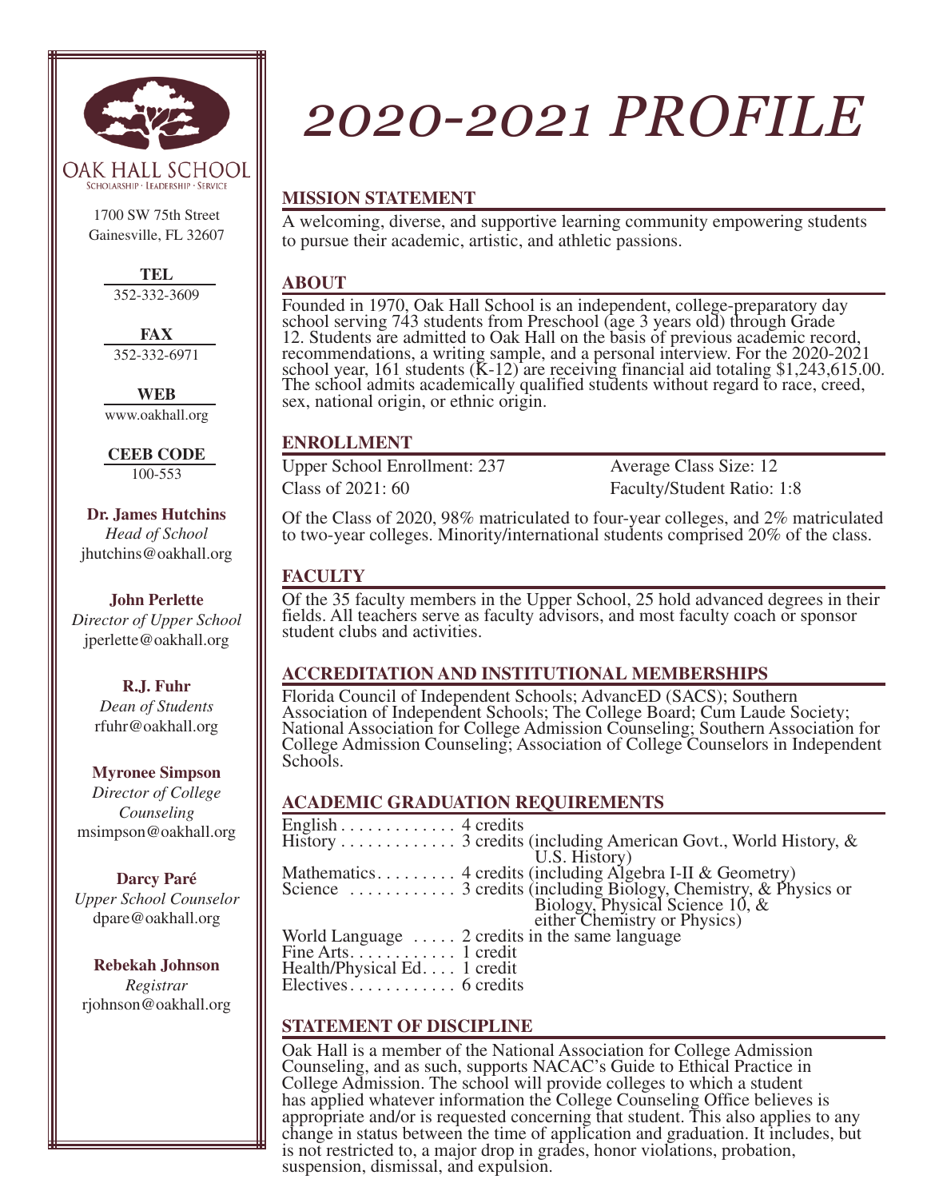# 2020-2021 PROFILE

OAK HALL SCHOOL
SCHOLARSHIP · LEADERSHIP · SERVICE

1700 SW 75th Street
Gainesville, FL 32607

**TEL**
352-332-3609

**FAX**
352-332-6971

**WEB**
www.oakhall.org

**CEEB CODE**
100-553

**Dr. James Hutchins**
*Head of School*
jhutchins@oakhall.org

**John Perlette**
*Director of Upper School*
jperlette@oakhall.org

**R.J. Fuhr**
*Dean of Students*
rfuhr@oakhall.org

**Myronee Simpson**
*Director of College Counseling*
msimpson@oakhall.org

**Darcy Paré**
*Upper School Counselor*
dpare@oakhall.org

**Rebekah Johnson**
*Registrar*
rjohnson@oakhall.org

## MISSION STATEMENT

A welcoming, diverse, and supportive learning community empowering students to pursue their academic, artistic, and athletic passions.

## ABOUT

Founded in 1970, Oak Hall School is an independent, college-preparatory day school serving 743 students from Preschool (age 3 years old) through Grade 12. Students are admitted to Oak Hall on the basis of previous academic record, recommendations, a writing sample, and a personal interview. For the 2020-2021 school year, 161 students (K-12) are receiving financial aid totaling $1,243,615.00. The school admits academically qualified students without regard to race, creed, sex, national origin, or ethnic origin.

## ENROLLMENT

Upper School Enrollment: 237
Class of 2021: 60
Average Class Size: 12
Faculty/Student Ratio: 1:8

Of the Class of 2020, 98% matriculated to four-year colleges, and 2% matriculated to two-year colleges. Minority/international students comprised 20% of the class.

## FACULTY

Of the 35 faculty members in the Upper School, 25 hold advanced degrees in their fields. All teachers serve as faculty advisors, and most faculty coach or sponsor student clubs and activities.

## ACCREDITATION AND INSTITUTIONAL MEMBERSHIPS

Florida Council of Independent Schools; AdvancED (SACS); Southern Association of Independent Schools; The College Board; Cum Laude Society; National Association for College Admission Counseling; Southern Association for College Admission Counseling; Association of College Counselors in Independent Schools.

## ACADEMIC GRADUATION REQUIREMENTS

- English . . . . . . . . . . . . . 4 credits
- History . . . . . . . . . . . . . 3 credits (including American Govt., World History, & U.S. History)
- Mathematics. . . . . . . . . 4 credits (including Algebra I-II & Geometry)
- Science . . . . . . . . . . . . 3 credits (including Biology, Chemistry, & Physics or Biology, Physical Science 10, & either Chemistry or Physics)
- World Language . . . . . 2 credits in the same language
- Fine Arts. . . . . . . . . . . . 1 credit
- Health/Physical Ed. . . . 1 credit
- Electives. . . . . . . . . . . . 6 credits

## STATEMENT OF DISCIPLINE

Oak Hall is a member of the National Association for College Admission Counseling, and as such, supports NACAC's Guide to Ethical Practice in College Admission. The school will provide colleges to which a student has applied whatever information the College Counseling Office believes is appropriate and/or is requested concerning that student. This also applies to any change in status between the time of application and graduation. It includes, but is not restricted to, a major drop in grades, honor violations, probation, suspension, dismissal, and expulsion.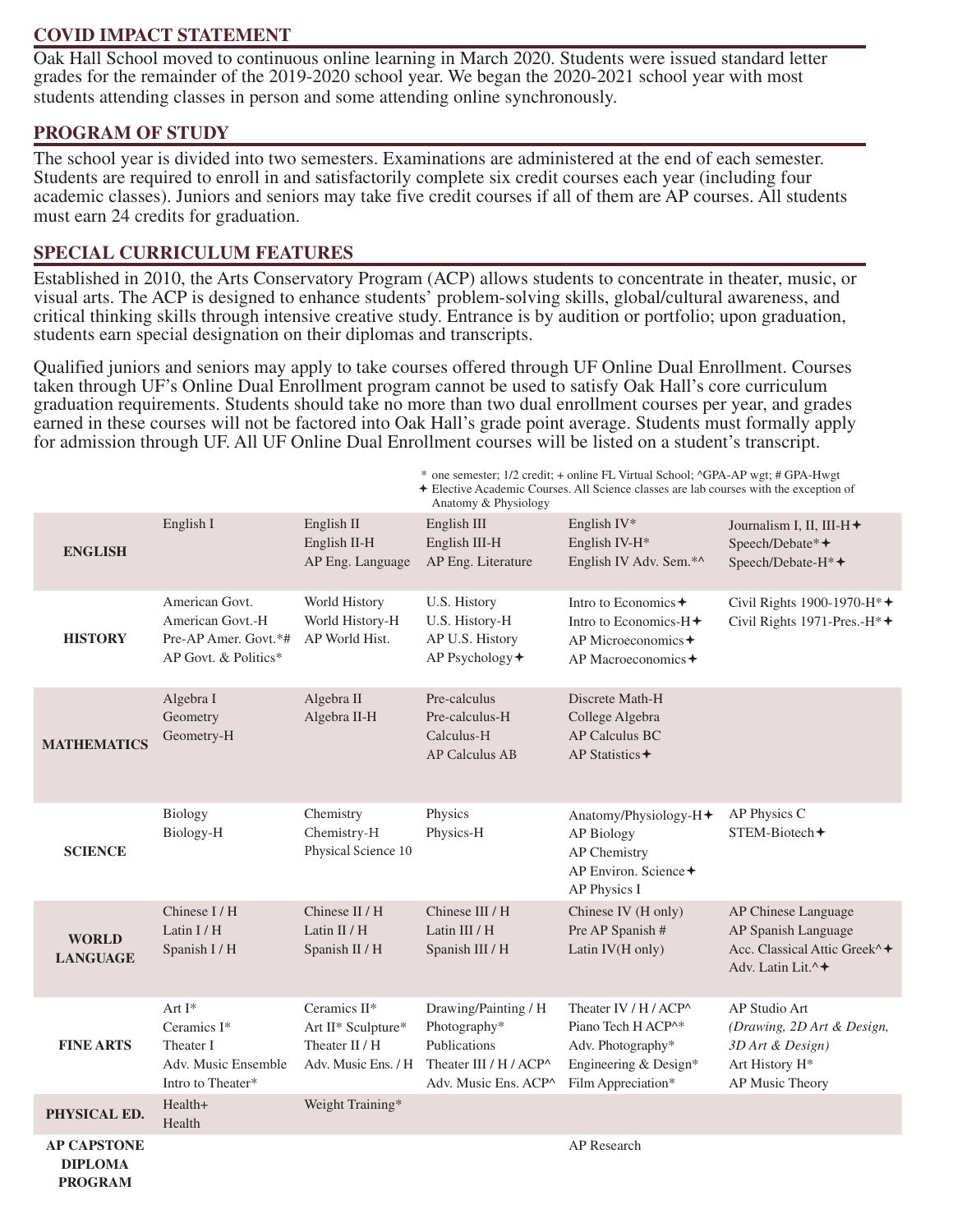## COVID IMPACT STATEMENT

Oak Hall School moved to continuous online learning in March 2020. Students were issued standard letter grades for the remainder of the 2019-2020 school year. We began the 2020-2021 school year with most students attending classes in person and some attending online synchronously.

## PROGRAM OF STUDY

The school year is divided into two semesters. Examinations are administered at the end of each semester. Students are required to enroll in and satisfactorily complete six credit courses each year (including four academic classes). Juniors and seniors may take five credit courses if all of them are AP courses. All students must earn 24 credits for graduation.

## SPECIAL CURRICULUM FEATURES

Established in 2010, the Arts Conservatory Program (ACP) allows students to concentrate in theater, music, or visual arts. The ACP is designed to enhance students' problem-solving skills, global/cultural awareness, and critical thinking skills through intensive creative study. Entrance is by audition or portfolio; upon graduation, students earn special designation on their diplomas and transcripts.

Qualified juniors and seniors may apply to take courses offered through UF Online Dual Enrollment. Courses taken through UF's Online Dual Enrollment program cannot be used to satisfy Oak Hall's core curriculum graduation requirements. Students should take no more than two dual enrollment courses per year, and grades earned in these courses will not be factored into Oak Hall's grade point average. Students must formally apply for admission through UF. All UF Online Dual Enrollment courses will be listed on a student's transcript.

\* one semester; 1/2 credit; + online FL Virtual School; ^GPA-AP wgt; # GPA-Hwgt
✦ Elective Academic Courses. All Science classes are lab courses with the exception of Anatomy & Physiology

| | | | | | |
|---|---|---|---|---|---|
| **ENGLISH** | English I | English II<br>English II-H<br>AP Eng. Language | English III<br>English III-H<br>AP Eng. Literature | English IV*<br>English IV-H*<br>English IV Adv. Sem.*^ | Journalism I, II, III-H✦<br>Speech/Debate*✦<br>Speech/Debate-H*✦ |
| **HISTORY** | American Govt.<br>American Govt.-H<br>Pre-AP Amer. Govt.*#<br>AP Govt. & Politics* | World History<br>World History-H<br>AP World Hist. | U.S. History<br>U.S. History-H<br>AP U.S. History<br>AP Psychology✦ | Intro to Economics✦<br>Intro to Economics-H✦<br>AP Microeconomics✦<br>AP Macroeconomics✦ | Civil Rights 1900-1970-H*✦<br>Civil Rights 1971-Pres.-H*✦ |
| **MATHEMATICS** | Algebra I<br>Geometry<br>Geometry-H | Algebra II<br>Algebra II-H | Pre-calculus<br>Pre-calculus-H<br>Calculus-H<br>AP Calculus AB | Discrete Math-H<br>College Algebra<br>AP Calculus BC<br>AP Statistics✦ | |
| **SCIENCE** | Biology<br>Biology-H | Chemistry<br>Chemistry-H<br>Physical Science 10 | Physics<br>Physics-H | Anatomy/Physiology-H✦<br>AP Biology<br>AP Chemistry<br>AP Environ. Science✦<br>AP Physics I | AP Physics C<br>STEM-Biotech✦ |
| **WORLD LANGUAGE** | Chinese I / H<br>Latin I / H<br>Spanish I / H | Chinese II / H<br>Latin II / H<br>Spanish II / H | Chinese III / H<br>Latin III / H<br>Spanish III / H | Chinese IV (H only)<br>Pre AP Spanish #<br>Latin IV(H only) | AP Chinese Language<br>AP Spanish Language<br>Acc. Classical Attic Greek^✦<br>Adv. Latin Lit.^✦ |
| **FINE ARTS** | Art I*<br>Ceramics I*<br>Theater I<br>Adv. Music Ensemble<br>Intro to Theater* | Ceramics II*<br>Art II* Sculpture*<br>Theater II / H<br>Adv. Music Ens. / H | Drawing/Painting / H<br>Photography*<br>Publications<br>Theater III / H / ACP^<br>Adv. Music Ens. ACP^ | Theater IV / H / ACP^<br>Piano Tech H ACP^*<br>Adv. Photography*<br>Engineering & Design*<br>Film Appreciation* | AP Studio Art<br>*(Drawing, 2D Art & Design, 3D Art & Design)*<br>Art History H*<br>AP Music Theory |
| **PHYSICAL ED.** | Health+<br>Health | Weight Training* | | | |
| **AP CAPSTONE DIPLOMA PROGRAM** | | | | AP Research | |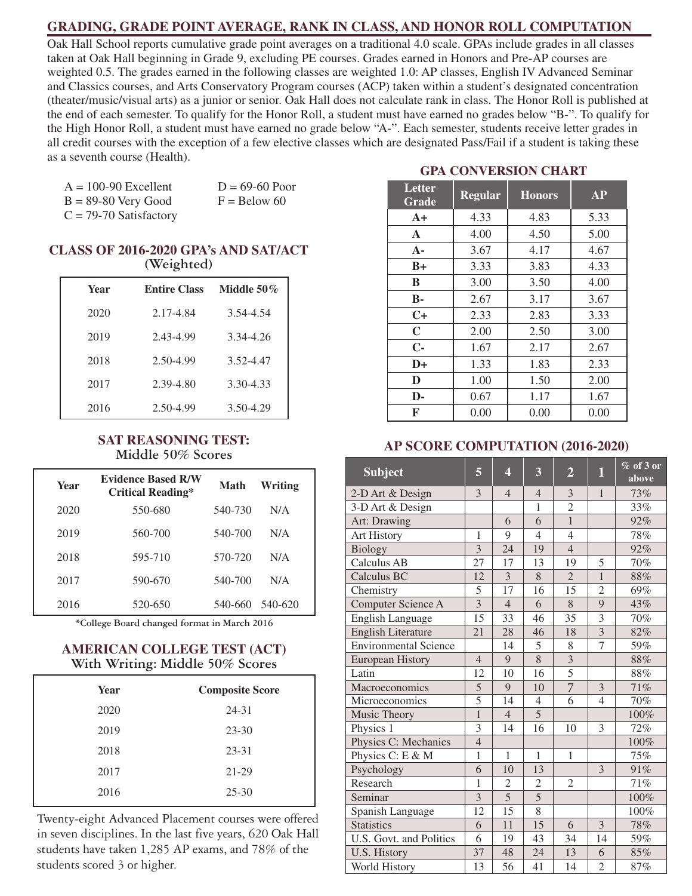## GRADING, GRADE POINT AVERAGE, RANK IN CLASS, AND HONOR ROLL COMPUTATION

Oak Hall School reports cumulative grade point averages on a traditional 4.0 scale. GPAs include grades in all classes taken at Oak Hall beginning in Grade 9, excluding PE courses. Grades earned in Honors and Pre-AP courses are weighted 0.5. The grades earned in the following classes are weighted 1.0: AP classes, English IV Advanced Seminar and Classics courses, and Arts Conservatory Program courses (ACP) taken within a student's designated concentration (theater/music/visual arts) as a junior or senior. Oak Hall does not calculate rank in class. The Honor Roll is published at the end of each semester. To qualify for the Honor Roll, a student must have earned no grades below "B-". To qualify for the High Honor Roll, a student must have earned no grade below "A-". Each semester, students receive letter grades in all credit courses with the exception of a few elective classes which are designated Pass/Fail if a student is taking these as a seventh course (Health).

A = 100-90 Excellent
B = 89-80 Very Good
C = 79-70 Satisfactory
D = 69-60 Poor
F = Below 60

### CLASS OF 2016-2020 GPA's AND SAT/ACT (Weighted)

| Year | Entire Class | Middle 50% |
|---|---|---|
| 2020 | 2.17-4.84 | 3.54-4.54 |
| 2019 | 2.43-4.99 | 3.34-4.26 |
| 2018 | 2.50-4.99 | 3.52-4.47 |
| 2017 | 2.39-4.80 | 3.30-4.33 |
| 2016 | 2.50-4.99 | 3.50-4.29 |

### SAT REASONING TEST: Middle 50% Scores

| Year | Evidence Based R/W Critical Reading* | Math | Writing |
|---|---|---|---|
| 2020 | 550-680 | 540-730 | N/A |
| 2019 | 560-700 | 540-700 | N/A |
| 2018 | 595-710 | 570-720 | N/A |
| 2017 | 590-670 | 540-700 | N/A |
| 2016 | 520-650 | 540-660 | 540-620 |

*College Board changed format in March 2016

### AMERICAN COLLEGE TEST (ACT) With Writing: Middle 50% Scores

| Year | Composite Score |
|---|---|
| 2020 | 24-31 |
| 2019 | 23-30 |
| 2018 | 23-31 |
| 2017 | 21-29 |
| 2016 | 25-30 |

Twenty-eight Advanced Placement courses were offered in seven disciplines. In the last five years, 620 Oak Hall students have taken 1,285 AP exams, and 78% of the students scored 3 or higher.

### GPA CONVERSION CHART

| Letter Grade | Regular | Honors | AP |
|---|---|---|---|
| A+ | 4.33 | 4.83 | 5.33 |
| A | 4.00 | 4.50 | 5.00 |
| A- | 3.67 | 4.17 | 4.67 |
| B+ | 3.33 | 3.83 | 4.33 |
| B | 3.00 | 3.50 | 4.00 |
| B- | 2.67 | 3.17 | 3.67 |
| C+ | 2.33 | 2.83 | 3.33 |
| C | 2.00 | 2.50 | 3.00 |
| C- | 1.67 | 2.17 | 2.67 |
| D+ | 1.33 | 1.83 | 2.33 |
| D | 1.00 | 1.50 | 2.00 |
| D- | 0.67 | 1.17 | 1.67 |
| F | 0.00 | 0.00 | 0.00 |

### AP SCORE COMPUTATION (2016-2020)

| Subject | 5 | 4 | 3 | 2 | 1 | % of 3 or above |
|---|---|---|---|---|---|---|
| 2-D Art & Design | 3 | 4 | 4 | 3 | 1 | 73% |
| 3-D Art & Design | | | 1 | 2 | | 33% |
| Art: Drawing | | 6 | 6 | 1 | | 92% |
| Art History | 1 | 9 | 4 | 4 | | 78% |
| Biology | 3 | 24 | 19 | 4 | | 92% |
| Calculus AB | 27 | 17 | 13 | 19 | 5 | 70% |
| Calculus BC | 12 | 3 | 8 | 2 | 1 | 88% |
| Chemistry | 5 | 17 | 16 | 15 | 2 | 69% |
| Computer Science A | 3 | 4 | 6 | 8 | 9 | 43% |
| English Language | 15 | 33 | 46 | 35 | 3 | 70% |
| English Literature | 21 | 28 | 46 | 18 | 3 | 82% |
| Environmental Science | | 14 | 5 | 8 | 7 | 59% |
| European History | 4 | 9 | 8 | 3 | | 88% |
| Latin | 12 | 10 | 16 | 5 | | 88% |
| Macroeconomics | 5 | 9 | 10 | 7 | 3 | 71% |
| Microeconomics | 5 | 14 | 4 | 6 | 4 | 70% |
| Music Theory | 1 | 4 | 5 | | | 100% |
| Physics 1 | 3 | 14 | 16 | 10 | 3 | 72% |
| Physics C: Mechanics | 4 | | | | | 100% |
| Physics C: E & M | 1 | 1 | 1 | 1 | | 75% |
| Psychology | 6 | 10 | 13 | | 3 | 91% |
| Research | 1 | 2 | 2 | 2 | | 71% |
| Seminar | 3 | 5 | 5 | | | 100% |
| Spanish Language | 12 | 15 | 8 | | | 100% |
| Statistics | 6 | 11 | 15 | 6 | 3 | 78% |
| U.S. Govt. and Politics | 6 | 19 | 43 | 34 | 14 | 59% |
| U.S. History | 37 | 48 | 24 | 13 | 6 | 85% |
| World History | 13 | 56 | 41 | 14 | 2 | 87% |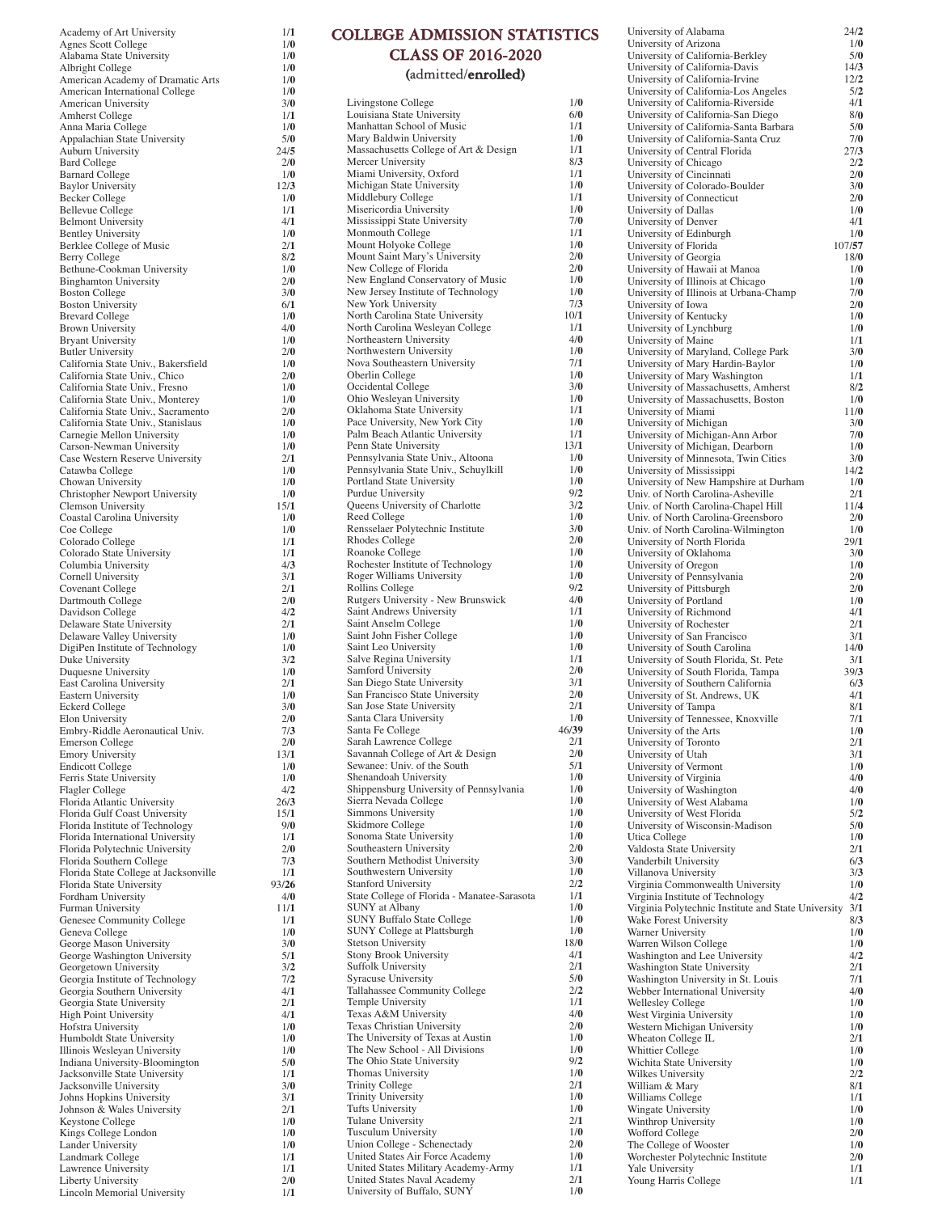# COLLEGE ADMISSION STATISTICS
## CLASS OF 2016-2020
### (admitted/**enrolled**)

| | |
|---|---|
| Academy of Art University | 1/**1** |
| Agnes Scott College | 1/**0** |
| Alabama State University | 1/**0** |
| Albright College | 1/**0** |
| American Academy of Dramatic Arts | 1/**0** |
| American International College | 1/**0** |
| American University | 3/**0** |
| Amherst College | 1/**1** |
| Anna Maria College | 1/**0** |
| Appalachian State University | 5/**0** |
| Auburn University | 24/**5** |
| Bard College | 2/**0** |
| Barnard College | 1/**0** |
| Baylor University | 12/**3** |
| Becker College | 1/**0** |
| Bellevue College | 1/**1** |
| Belmont University | 4/**1** |
| Bentley University | 1/**0** |
| Berklee College of Music | 2/**1** |
| Berry College | 8/**2** |
| Bethune-Cookman University | 1/**0** |
| Binghamton University | 2/**0** |
| Boston College | 3/**0** |
| Boston University | 6/**1** |
| Brevard College | 1/**0** |
| Brown University | 4/**0** |
| Bryant University | 1/**0** |
| Butler University | 2/**0** |
| California State Univ., Bakersfield | 1/**0** |
| California State Univ., Chico | 2/**0** |
| California State Univ., Fresno | 1/**0** |
| California State Univ., Monterey | 1/**0** |
| California State Univ., Sacramento | 2/**0** |
| California State Univ., Stanislaus | 1/**0** |
| Carnegie Mellon University | 1/**0** |
| Carson-Newman University | 1/**0** |
| Case Western Reserve University | 2/**1** |
| Catawba College | 1/**0** |
| Chowan University | 1/**0** |
| Christopher Newport University | 1/**0** |
| Clemson University | 15/**1** |
| Coastal Carolina University | 1/**0** |
| Coe College | 1/**0** |
| Colorado College | 1/**1** |
| Colorado State University | 1/**1** |
| Columbia University | 4/**3** |
| Cornell University | 3/**1** |
| Covenant College | 2/**1** |
| Dartmouth College | 2/**0** |
| Davidson College | 4/**2** |
| Delaware State University | 2/**1** |
| Delaware Valley University | 1/**0** |
| DigiPen Institute of Technology | 1/**0** |
| Duke University | 3/**2** |
| Duquesne University | 1/**0** |
| East Carolina University | 2/**1** |
| Eastern University | 1/**0** |
| Eckerd College | 3/**0** |
| Elon University | 2/**0** |
| Embry-Riddle Aeronautical Univ. | 7/**3** |
| Emerson College | 2/**0** |
| Emory University | 13/**1** |
| Endicott College | 1/**0** |
| Ferris State University | 1/**0** |
| Flagler College | 4/**2** |
| Florida Atlantic University | 26/**3** |
| Florida Gulf Coast University | 15/**1** |
| Florida Institute of Technology | 9/**0** |
| Florida International University | 1/**1** |
| Florida Polytechnic University | 2/**0** |
| Florida Southern College | 7/**3** |
| Florida State College at Jacksonville | 1/**1** |
| Florida State University | 93/**26** |
| Fordham University | 4/**0** |
| Furman University | 11/**1** |
| Genesee Community College | 1/**1** |
| Geneva College | 1/**0** |
| George Mason University | 3/**0** |
| George Washington University | 5/**1** |
| Georgetown University | 3/**2** |
| Georgia Institute of Technology | 7/**2** |
| Georgia Southern University | 4/**1** |
| Georgia State University | 2/**1** |
| High Point University | 4/**1** |
| Hofstra University | 1/**0** |
| Humboldt State University | 1/**0** |
| Illinois Wesleyan University | 1/**0** |
| Indiana University-Bloomington | 5/**0** |
| Jacksonville State University | 1/**1** |
| Jacksonville University | 3/**0** |
| Johns Hopkins University | 3/**1** |
| Johnson & Wales University | 2/**1** |
| Keystone College | 1/**0** |
| Kings College London | 1/**0** |
| Lander University | 1/**0** |
| Landmark College | 1/**1** |
| Lawrence University | 1/**1** |
| Liberty University | 2/**0** |
| Lincoln Memorial University | 1/**1** |
| Livingstone College | 1/**0** |
| Louisiana State University | 6/**0** |
| Manhattan School of Music | 1/**1** |
| Mary Baldwin University | 1/**0** |
| Massachusetts College of Art & Design | 1/**1** |
| Mercer University | 8/**3** |
| Miami University, Oxford | 1/**1** |
| Michigan State University | 1/**0** |
| Middlebury College | 1/**1** |
| Misericordia University | 1/**0** |
| Mississippi State University | 7/**0** |
| Monmouth College | 1/**1** |
| Mount Holyoke College | 1/**0** |
| Mount Saint Mary's University | 2/**0** |
| New College of Florida | 2/**0** |
| New England Conservatory of Music | 1/**0** |
| New Jersey Institute of Technology | 1/**0** |
| New York University | 7/**3** |
| North Carolina State University | 10/**1** |
| North Carolina Wesleyan College | 1/**1** |
| Northeastern University | 4/**0** |
| Northwestern University | 1/**0** |
| Nova Southeastern University | 7/**1** |
| Oberlin College | 1/**0** |
| Occidental College | 3/**0** |
| Ohio Wesleyan University | 1/**0** |
| Oklahoma State University | 1/**1** |
| Pace University, New York City | 1/**0** |
| Palm Beach Atlantic University | 1/**1** |
| Penn State University | 13/**1** |
| Pennsylvania State Univ., Altoona | 1/**0** |
| Pennsylvania State Univ., Schuylkill | 1/**0** |
| Portland State University | 1/**0** |
| Purdue University | 9/**2** |
| Queens University of Charlotte | 3/**2** |
| Reed College | 1/**0** |
| Rensselaer Polytechnic Institute | 3/**0** |
| Rhodes College | 2/**0** |
| Roanoke College | 1/**0** |
| Rochester Institute of Technology | 1/**0** |
| Roger Williams University | 1/**0** |
| Rollins College | 9/**2** |
| Rutgers University - New Brunswick | 4/**0** |
| Saint Andrews University | 1/**1** |
| Saint Anselm College | 1/**0** |
| Saint John Fisher College | 1/**0** |
| Saint Leo University | 1/**0** |
| Salve Regina University | 1/**1** |
| Samford University | 2/**0** |
| San Diego State University | 3/**1** |
| San Francisco State University | 2/**0** |
| San Jose State University | 2/**1** |
| Santa Clara University | 1/**0** |
| Santa Fe College | 46/**39** |
| Sarah Lawrence College | 2/**1** |
| Savannah College of Art & Design | 2/**0** |
| Sewanee: Univ. of the South | 5/**1** |
| Shenandoah University | 1/**0** |
| Shippensburg University of Pennsylvania | 1/**0** |
| Sierra Nevada College | 1/**0** |
| Simmons University | 1/**0** |
| Skidmore College | 1/**0** |
| Sonoma State University | 1/**0** |
| Southeastern University | 2/**0** |
| Southern Methodist University | 3/**0** |
| Southwestern University | 1/**0** |
| Stanford University | 2/**2** |
| State College of Florida - Manatee-Sarasota | 1/**1** |
| SUNY at Albany | 1/**0** |
| SUNY Buffalo State College | 1/**0** |
| SUNY College at Plattsburgh | 1/**0** |
| Stetson University | 18/**0** |
| Stony Brook University | 4/**1** |
| Suffolk University | 2/**1** |
| Syracuse University | 5/**0** |
| Tallahassee Community College | 2/**2** |
| Temple University | 1/**1** |
| Texas A&M University | 4/**0** |
| Texas Christian University | 2/**0** |
| The University of Texas at Austin | 1/**0** |
| The New School - All Divisions | 1/**0** |
| The Ohio State University | 9/**2** |
| Thomas University | 1/**0** |
| Trinity College | 2/**1** |
| Trinity University | 1/**0** |
| Tufts University | 1/**0** |
| Tulane University | 2/**1** |
| Tusculum University | 1/**0** |
| Union College - Schenectady | 2/**0** |
| United States Air Force Academy | 1/**0** |
| United States Military Academy-Army | 1/**1** |
| United States Naval Academy | 2/**1** |
| University of Buffalo, SUNY | 1/**0** |
| University of Alabama | 24/**2** |
| University of Arizona | 1/**0** |
| University of California-Berkley | 5/**0** |
| University of California-Davis | 14/**3** |
| University of California-Irvine | 12/**2** |
| University of California-Los Angeles | 5/**2** |
| University of California-Riverside | 4/**1** |
| University of California-San Diego | 8/**0** |
| University of California-Santa Barbara | 5/**0** |
| University of California-Santa Cruz | 7/**0** |
| University of Central Florida | 27/**3** |
| University of Chicago | 2/**2** |
| University of Cincinnati | 2/**0** |
| University of Colorado-Boulder | 3/**0** |
| University of Connecticut | 2/**0** |
| University of Dallas | 1/**0** |
| University of Denver | 4/**1** |
| University of Edinburgh | 1/**0** |
| University of Florida | 107/**57** |
| University of Georgia | 18/**0** |
| University of Hawaii at Manoa | 1/**0** |
| University of Illinois at Chicago | 1/**0** |
| University of Illinois at Urbana-Champ | 7/**0** |
| University of Iowa | 2/**0** |
| University of Kentucky | 1/**0** |
| University of Lynchburg | 1/**0** |
| University of Maine | 1/**1** |
| University of Maryland, College Park | 3/**0** |
| University of Mary Hardin-Baylor | 1/**0** |
| University of Mary Washington | 1/**1** |
| University of Massachusetts, Amherst | 8/**2** |
| University of Massachusetts, Boston | 1/**0** |
| University of Miami | 11/**0** |
| University of Michigan | 3/**0** |
| University of Michigan-Ann Arbor | 7/**0** |
| University of Michigan, Dearborn | 1/**0** |
| University of Minnesota, Twin Cities | 3/**0** |
| University of Mississippi | 14/**2** |
| University of New Hampshire at Durham | 1/**0** |
| Univ. of North Carolina-Asheville | 2/**1** |
| Univ. of North Carolina-Chapel Hill | 11/**4** |
| Univ. of North Carolina-Greensboro | 2/**0** |
| Univ. of North Carolina-Wilmington | 1/**0** |
| University of North Florida | 29/**1** |
| University of Oklahoma | 3/**0** |
| University of Oregon | 1/**0** |
| University of Pennsylvania | 2/**0** |
| University of Pittsburgh | 2/**0** |
| University of Portland | 1/**0** |
| University of Richmond | 4/**1** |
| University of Rochester | 2/**1** |
| University of San Francisco | 3/**1** |
| University of South Carolina | 14/**0** |
| University of South Florida, St. Pete | 3/**1** |
| University of South Florida, Tampa | 39/**3** |
| University of Southern California | 6/**3** |
| University of St. Andrews, UK | 4/**1** |
| University of Tampa | 8/**1** |
| University of Tennessee, Knoxville | 7/**1** |
| University of the Arts | 1/**0** |
| University of Toronto | 2/**1** |
| University of Utah | 3/**1** |
| University of Vermont | 1/**0** |
| University of Virginia | 4/**0** |
| University of Washington | 4/**0** |
| University of West Alabama | 1/**0** |
| University of West Florida | 5/**2** |
| University of Wisconsin-Madison | 5/**0** |
| Utica College | 1/**0** |
| Valdosta State University | 2/**1** |
| Vanderbilt University | 6/**3** |
| Villanova University | 3/**3** |
| Virginia Commonwealth University | 1/**0** |
| Virginia Institute of Technology | 4/**2** |
| Virginia Polytechnic Institute and State University | 3/**1** |
| Wake Forest University | 8/**3** |
| Warner University | 1/**0** |
| Warren Wilson College | 1/**0** |
| Washington and Lee University | 4/**2** |
| Washington State University | 2/**1** |
| Washington University in St. Louis | 7/**1** |
| Webber International University | 4/**0** |
| Wellesley College | 1/**0** |
| West Virginia University | 1/**0** |
| Western Michigan University | 1/**0** |
| Wheaton College IL | 2/**1** |
| Whittier College | 1/**0** |
| Wichita State University | 1/**0** |
| Wilkes University | 2/**2** |
| William & Mary | 8/**1** |
| Williams College | 1/**1** |
| Wingate University | 1/**0** |
| Winthrop University | 1/**0** |
| Wofford College | 2/**0** |
| The College of Wooster | 1/**0** |
| Worchester Polytechnic Institute | 2/**0** |
| Yale University | 1/**1** |
| Young Harris College | 1/**1** |